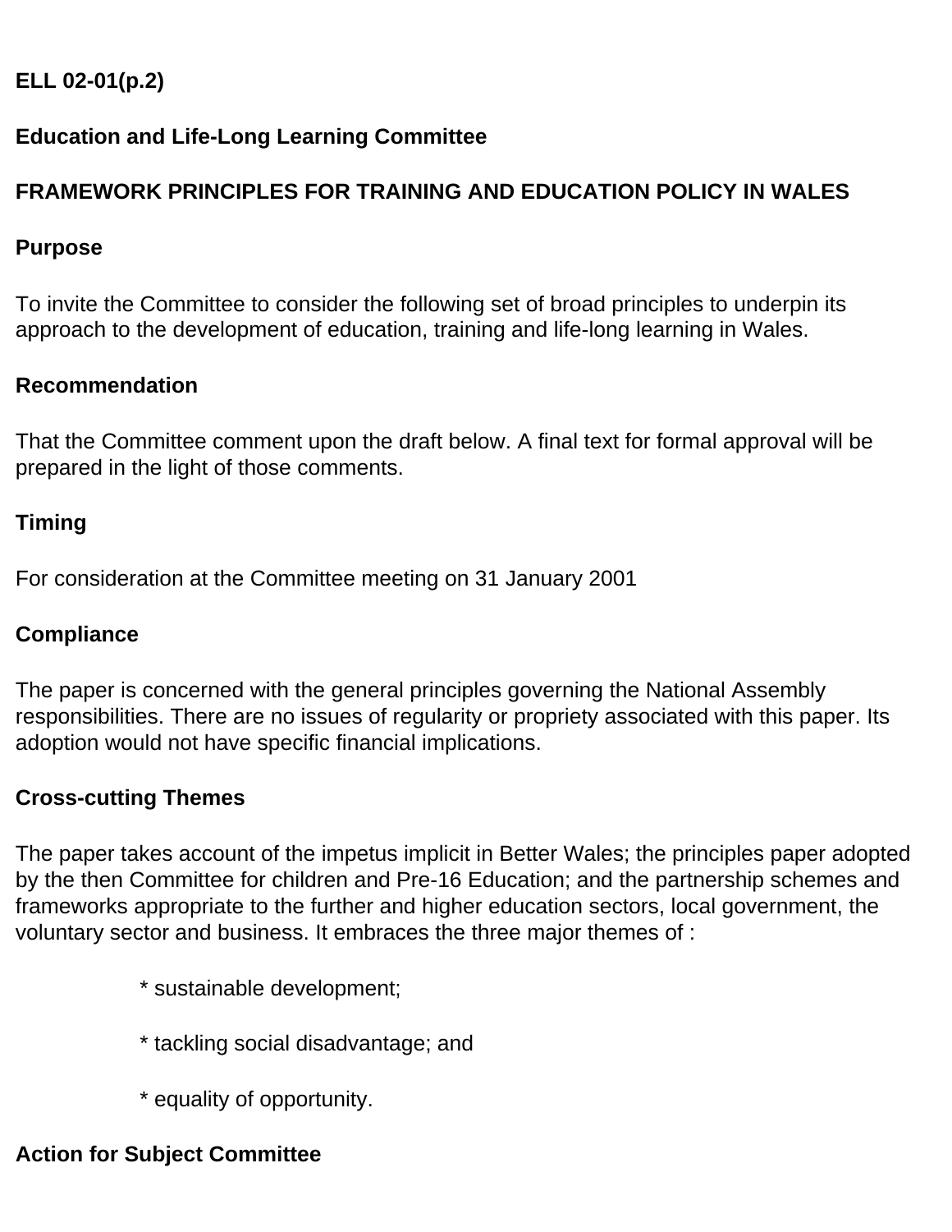**ELL 02-01(p.2)**

**Education and Life-Long Learning Committee**

**FRAMEWORK PRINCIPLES FOR TRAINING AND EDUCATION POLICY IN WALES**

**Purpose**

To invite the Committee to consider the following set of broad principles to underpin its approach to the development of education, training and life-long learning in Wales.

**Recommendation**

That the Committee comment upon the draft below. A final text for formal approval will be prepared in the light of those comments.

**Timing**

For consideration at the Committee meeting on 31 January 2001

**Compliance**

The paper is concerned with the general principles governing the National Assembly responsibilities. There are no issues of regularity or propriety associated with this paper. Its adoption would not have specific financial implications.

**Cross-cutting Themes**

The paper takes account of the impetus implicit in Better Wales; the principles paper adopted by the then Committee for children and Pre-16 Education; and the partnership schemes and frameworks appropriate to the further and higher education sectors, local government, the voluntary sector and business. It embraces the three major themes of :

* sustainable development;

* tackling social disadvantage; and

* equality of opportunity.

**Action for Subject Committee**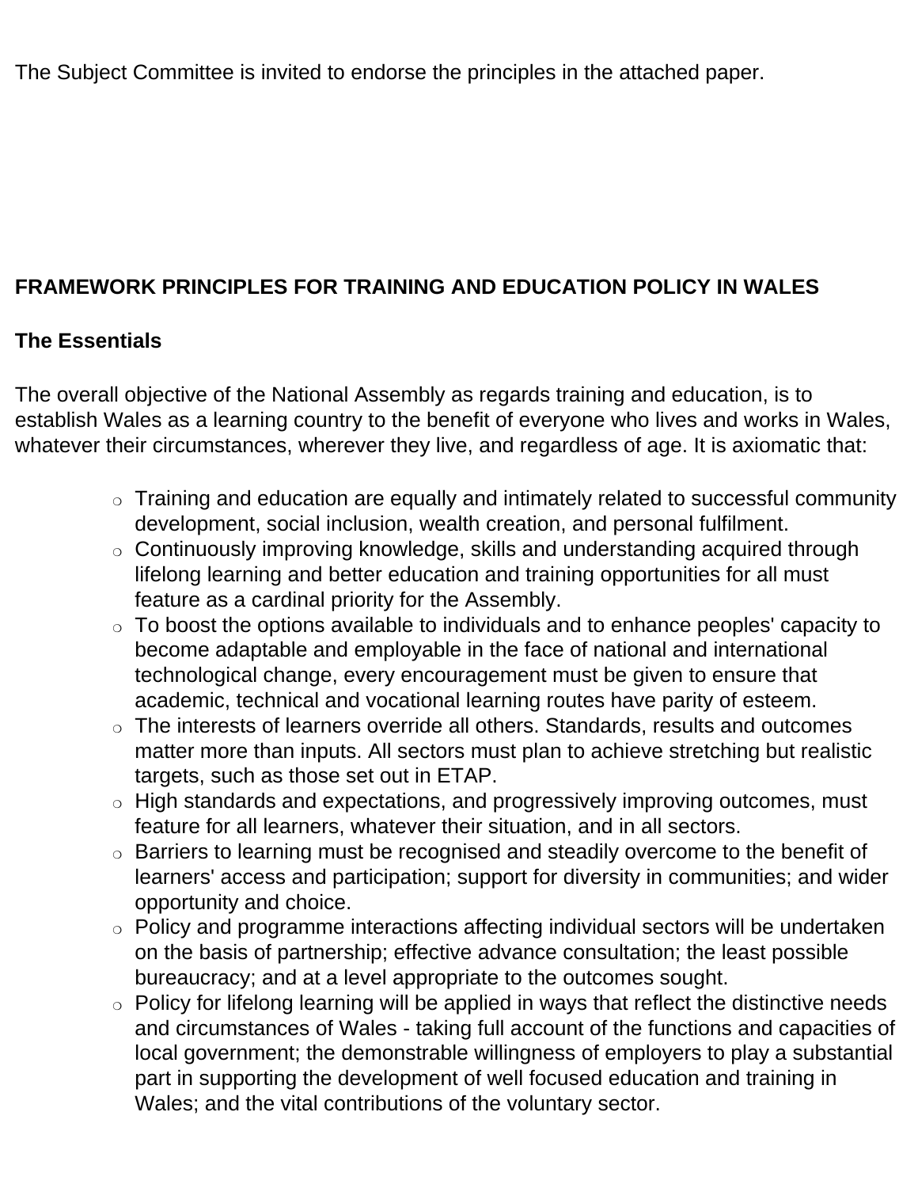The Subject Committee is invited to endorse the principles in the attached paper.

## FRAMEWORK PRINCIPLES FOR TRAINING AND EDUCATION POLICY IN WALES

### The Essentials

The overall objective of the National Assembly as regards training and education, is to establish Wales as a learning country to the benefit of everyone who lives and works in Wales, whatever their circumstances, wherever they live, and regardless of age. It is axiomatic that:

- Training and education are equally and intimately related to successful community development, social inclusion, wealth creation, and personal fulfilment.
- Continuously improving knowledge, skills and understanding acquired through lifelong learning and better education and training opportunities for all must feature as a cardinal priority for the Assembly.
- To boost the options available to individuals and to enhance peoples' capacity to become adaptable and employable in the face of national and international technological change, every encouragement must be given to ensure that academic, technical and vocational learning routes have parity of esteem.
- The interests of learners override all others. Standards, results and outcomes matter more than inputs. All sectors must plan to achieve stretching but realistic targets, such as those set out in ETAP.
- High standards and expectations, and progressively improving outcomes, must feature for all learners, whatever their situation, and in all sectors.
- Barriers to learning must be recognised and steadily overcome to the benefit of learners' access and participation; support for diversity in communities; and wider opportunity and choice.
- Policy and programme interactions affecting individual sectors will be undertaken on the basis of partnership; effective advance consultation; the least possible bureaucracy; and at a level appropriate to the outcomes sought.
- Policy for lifelong learning will be applied in ways that reflect the distinctive needs and circumstances of Wales - taking full account of the functions and capacities of local government; the demonstrable willingness of employers to play a substantial part in supporting the development of well focused education and training in Wales; and the vital contributions of the voluntary sector.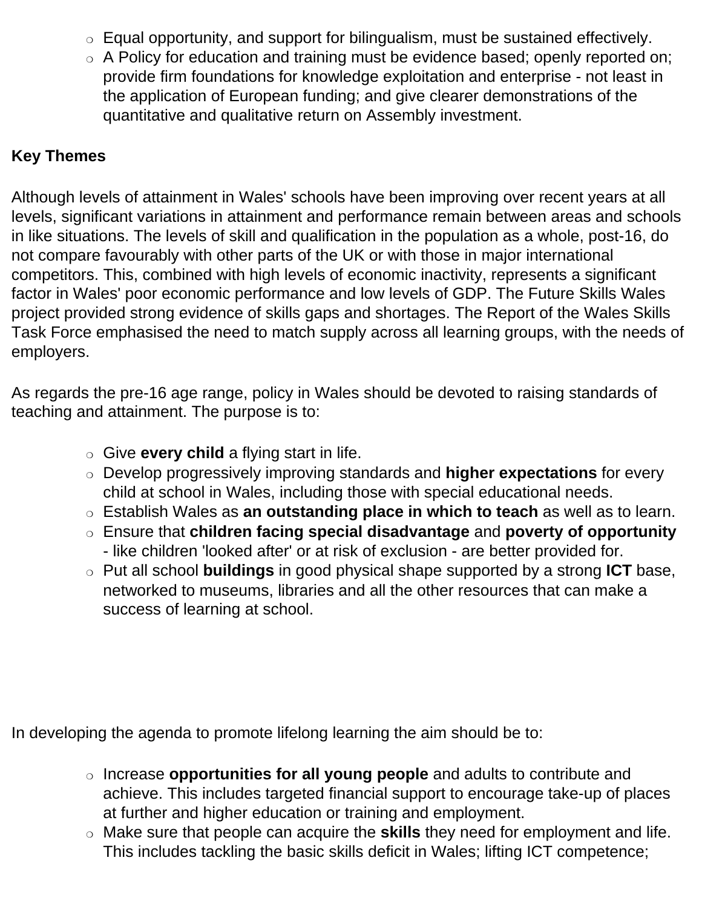- Equal opportunity, and support for bilingualism, must be sustained effectively.
- A Policy for education and training must be evidence based; openly reported on; provide firm foundations for knowledge exploitation and enterprise - not least in the application of European funding; and give clearer demonstrations of the quantitative and qualitative return on Assembly investment.

**Key Themes**

Although levels of attainment in Wales' schools have been improving over recent years at all levels, significant variations in attainment and performance remain between areas and schools in like situations. The levels of skill and qualification in the population as a whole, post-16, do not compare favourably with other parts of the UK or with those in major international competitors. This, combined with high levels of economic inactivity, represents a significant factor in Wales' poor economic performance and low levels of GDP. The Future Skills Wales project provided strong evidence of skills gaps and shortages. The Report of the Wales Skills Task Force emphasised the need to match supply across all learning groups, with the needs of employers.

As regards the pre-16 age range, policy in Wales should be devoted to raising standards of teaching and attainment. The purpose is to:

- Give **every child** a flying start in life.
- Develop progressively improving standards and **higher expectations** for every child at school in Wales, including those with special educational needs.
- Establish Wales as **an outstanding place in which to teach** as well as to learn.
- Ensure that **children facing special disadvantage** and **poverty of opportunity** - like children 'looked after' or at risk of exclusion - are better provided for.
- Put all school **buildings** in good physical shape supported by a strong **ICT** base, networked to museums, libraries and all the other resources that can make a success of learning at school.

In developing the agenda to promote lifelong learning the aim should be to:

- Increase **opportunities for all young people** and adults to contribute and achieve. This includes targeted financial support to encourage take-up of places at further and higher education or training and employment.
- Make sure that people can acquire the **skills** they need for employment and life. This includes tackling the basic skills deficit in Wales; lifting ICT competence;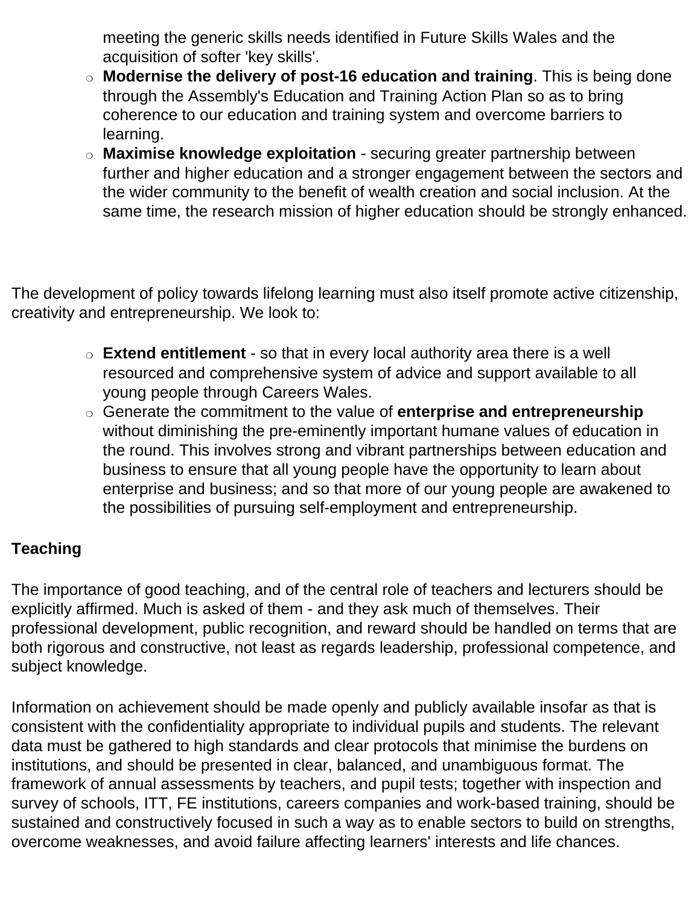meeting the generic skills needs identified in Future Skills Wales and the acquisition of softer 'key skills'.

- **Modernise the delivery of post-16 education and training**. This is being done through the Assembly's Education and Training Action Plan so as to bring coherence to our education and training system and overcome barriers to learning.
- **Maximise knowledge exploitation** - securing greater partnership between further and higher education and a stronger engagement between the sectors and the wider community to the benefit of wealth creation and social inclusion. At the same time, the research mission of higher education should be strongly enhanced.

The development of policy towards lifelong learning must also itself promote active citizenship, creativity and entrepreneurship. We look to:

- **Extend entitlement** - so that in every local authority area there is a well resourced and comprehensive system of advice and support available to all young people through Careers Wales.
- Generate the commitment to the value of **enterprise and entrepreneurship** without diminishing the pre-eminently important humane values of education in the round. This involves strong and vibrant partnerships between education and business to ensure that all young people have the opportunity to learn about enterprise and business; and so that more of our young people are awakened to the possibilities of pursuing self-employment and entrepreneurship.

**Teaching**

The importance of good teaching, and of the central role of teachers and lecturers should be explicitly affirmed. Much is asked of them - and they ask much of themselves. Their professional development, public recognition, and reward should be handled on terms that are both rigorous and constructive, not least as regards leadership, professional competence, and subject knowledge.

Information on achievement should be made openly and publicly available insofar as that is consistent with the confidentiality appropriate to individual pupils and students. The relevant data must be gathered to high standards and clear protocols that minimise the burdens on institutions, and should be presented in clear, balanced, and unambiguous format. The framework of annual assessments by teachers, and pupil tests; together with inspection and survey of schools, ITT, FE institutions, careers companies and work-based training, should be sustained and constructively focused in such a way as to enable sectors to build on strengths, overcome weaknesses, and avoid failure affecting learners' interests and life chances.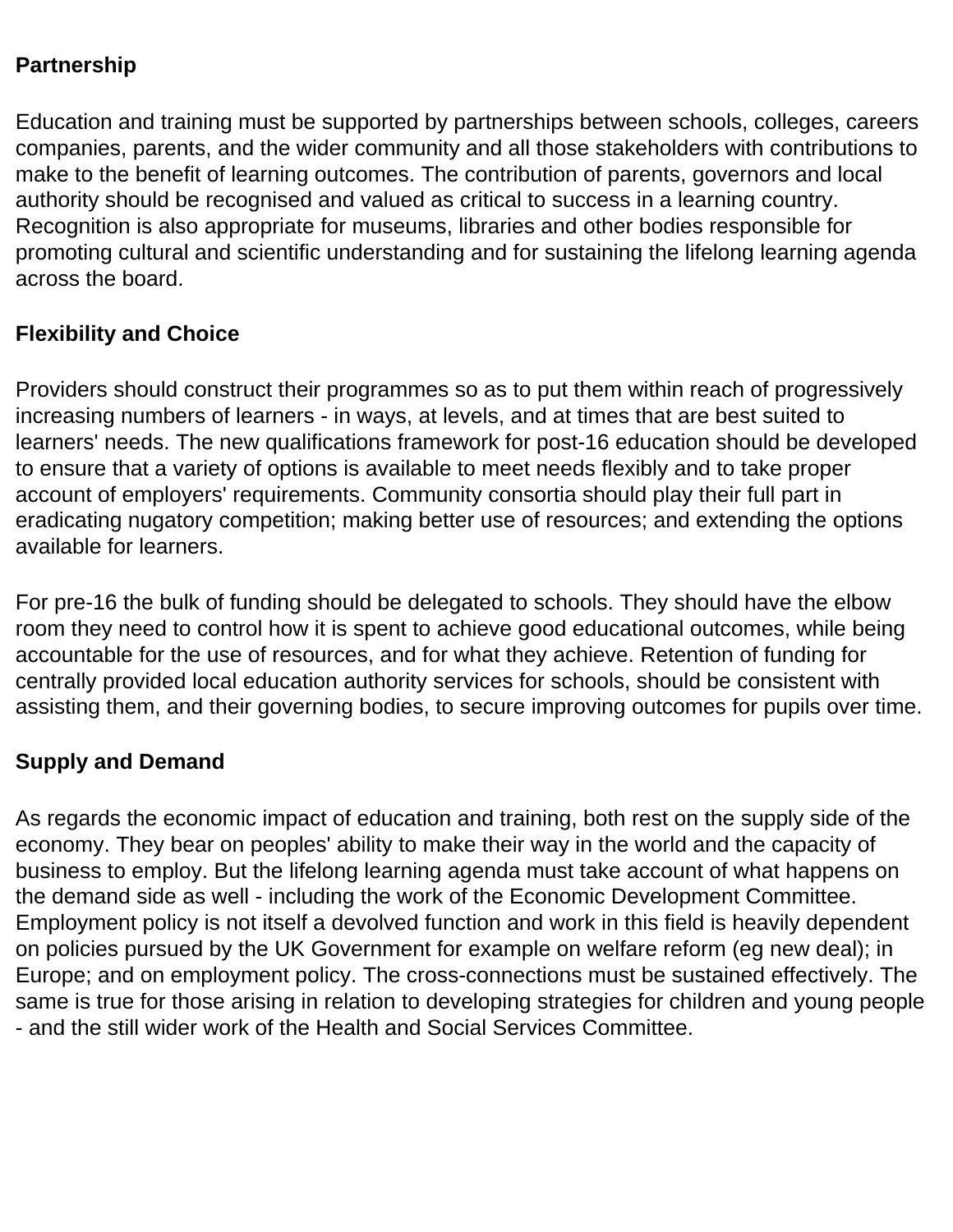**Partnership**

Education and training must be supported by partnerships between schools, colleges, careers companies, parents, and the wider community and all those stakeholders with contributions to make to the benefit of learning outcomes. The contribution of parents, governors and local authority should be recognised and valued as critical to success in a learning country. Recognition is also appropriate for museums, libraries and other bodies responsible for promoting cultural and scientific understanding and for sustaining the lifelong learning agenda across the board.

**Flexibility and Choice**

Providers should construct their programmes so as to put them within reach of progressively increasing numbers of learners - in ways, at levels, and at times that are best suited to learners' needs. The new qualifications framework for post-16 education should be developed to ensure that a variety of options is available to meet needs flexibly and to take proper account of employers' requirements. Community consortia should play their full part in eradicating nugatory competition; making better use of resources; and extending the options available for learners.

For pre-16 the bulk of funding should be delegated to schools. They should have the elbow room they need to control how it is spent to achieve good educational outcomes, while being accountable for the use of resources, and for what they achieve. Retention of funding for centrally provided local education authority services for schools, should be consistent with assisting them, and their governing bodies, to secure improving outcomes for pupils over time.

**Supply and Demand**

As regards the economic impact of education and training, both rest on the supply side of the economy. They bear on peoples' ability to make their way in the world and the capacity of business to employ. But the lifelong learning agenda must take account of what happens on the demand side as well - including the work of the Economic Development Committee. Employment policy is not itself a devolved function and work in this field is heavily dependent on policies pursued by the UK Government for example on welfare reform (eg new deal); in Europe; and on employment policy. The cross-connections must be sustained effectively. The same is true for those arising in relation to developing strategies for children and young people - and the still wider work of the Health and Social Services Committee.